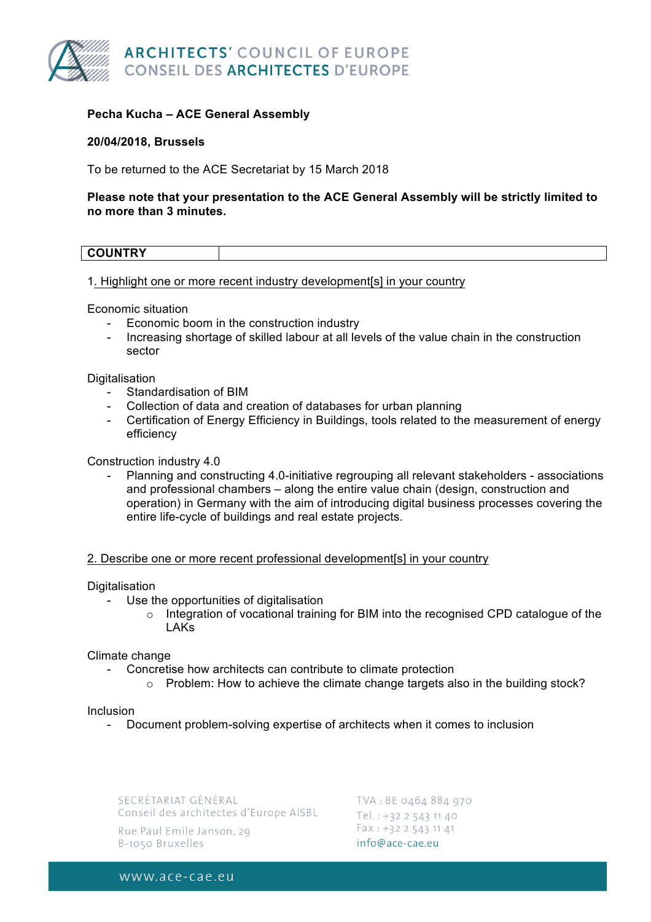# ARCHITECTS' COUNCIL OF EUROPE
# CONSEIL DES ARCHITECTES D'EUROPE

**Pecha Kucha – ACE General Assembly**

**20/04/2018, Brussels**

To be returned to the ACE Secretariat by 15 March 2018

**Please note that your presentation to the ACE General Assembly will be strictly limited to no more than 3 minutes.**

| COUNTRY | |
|---|---|

1. Highlight one or more recent industry development[s] in your country

Economic situation

- Economic boom in the construction industry
- Increasing shortage of skilled labour at all levels of the value chain in the construction sector

Digitalisation

- Standardisation of BIM
- Collection of data and creation of databases for urban planning
- Certification of Energy Efficiency in Buildings, tools related to the measurement of energy efficiency

Construction industry 4.0

- Planning and constructing 4.0-initiative regrouping all relevant stakeholders - associations and professional chambers – along the entire value chain (design, construction and operation) in Germany with the aim of introducing digital business processes covering the entire life-cycle of buildings and real estate projects.

2. Describe one or more recent professional development[s] in your country

Digitalisation

- Use the opportunities of digitalisation
  - Integration of vocational training for BIM into the recognised CPD catalogue of the LAKs

Climate change

- Concretise how architects can contribute to climate protection
  - Problem: How to achieve the climate change targets also in the building stock?

Inclusion

- Document problem-solving expertise of architects when it comes to inclusion

SECRÉTARIAT GÉNÉRAL
Conseil des architectes d'Europe AISBL
Rue Paul Emile Janson, 29
B-1050 Bruxelles

TVA : BE 0464 884 970
Tel. : +32 2 543 11 40
Fax : +32 2 543 11 41
info@ace-cae.eu

www.ace-cae.eu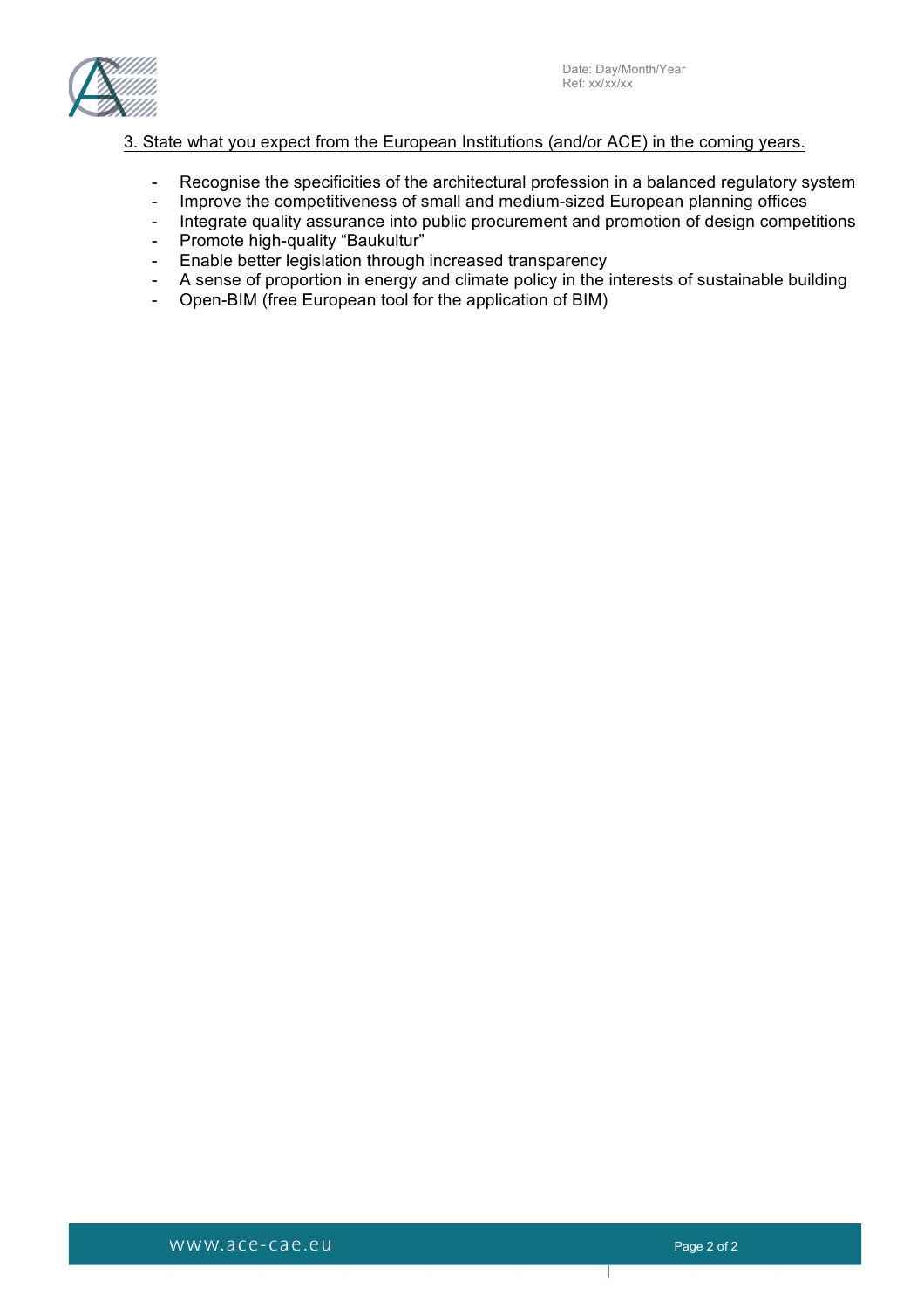<u>3. State what you expect from the European Institutions (and/or ACE) in the coming years.</u>

- Recognise the specificities of the architectural profession in a balanced regulatory system
- Improve the competitiveness of small and medium-sized European planning offices
- Integrate quality assurance into public procurement and promotion of design competitions
- Promote high-quality "Baukultur"
- Enable better legislation through increased transparency
- A sense of proportion in energy and climate policy in the interests of sustainable building
- Open-BIM (free European tool for the application of BIM)